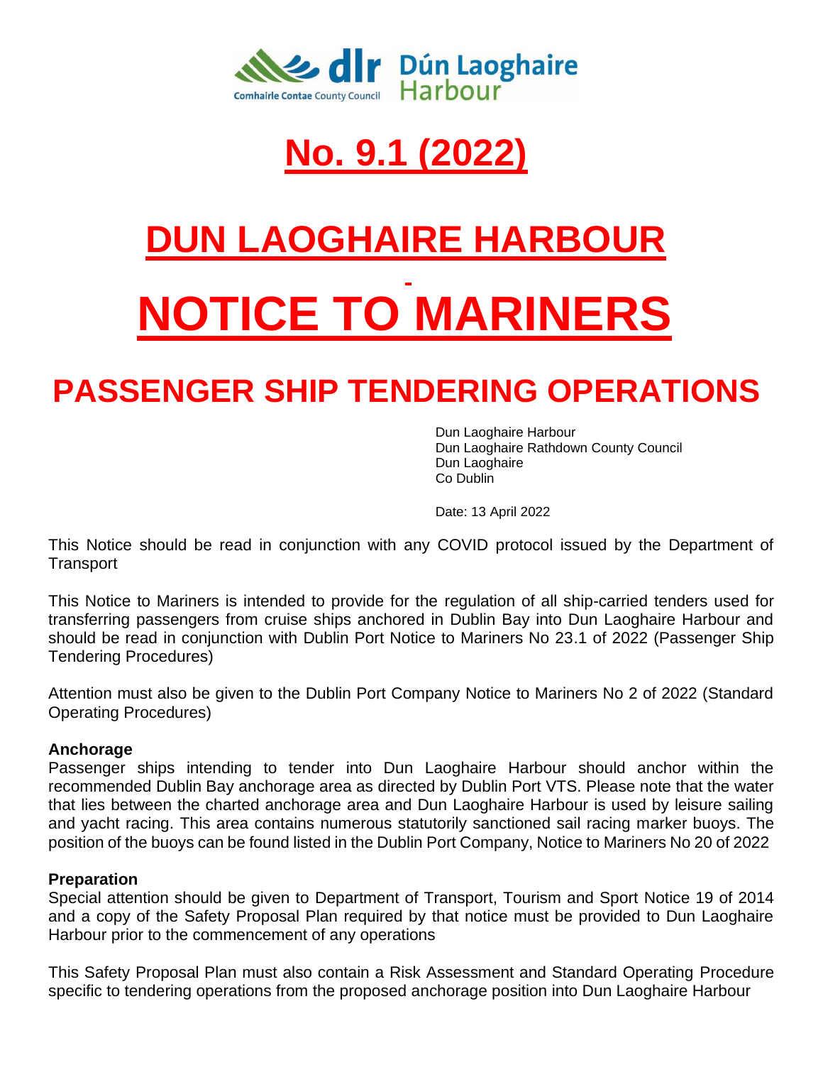Comhairle Contae County Council — Dún Laoghaire Harbour

# No. 9.1 (2022)

# DUN LAOGHAIRE HARBOUR

# NOTICE TO MARINERS

## PASSENGER SHIP TENDERING OPERATIONS

Dun Laoghaire Harbour
Dun Laoghaire Rathdown County Council
Dun Laoghaire
Co Dublin

Date: 13 April 2022

This Notice should be read in conjunction with any COVID protocol issued by the Department of Transport

This Notice to Mariners is intended to provide for the regulation of all ship-carried tenders used for transferring passengers from cruise ships anchored in Dublin Bay into Dun Laoghaire Harbour and should be read in conjunction with Dublin Port Notice to Mariners No 23.1 of 2022 (Passenger Ship Tendering Procedures)

Attention must also be given to the Dublin Port Company Notice to Mariners No 2 of 2022 (Standard Operating Procedures)

**Anchorage**

Passenger ships intending to tender into Dun Laoghaire Harbour should anchor within the recommended Dublin Bay anchorage area as directed by Dublin Port VTS. Please note that the water that lies between the charted anchorage area and Dun Laoghaire Harbour is used by leisure sailing and yacht racing. This area contains numerous statutorily sanctioned sail racing marker buoys. The position of the buoys can be found listed in the Dublin Port Company, Notice to Mariners No 20 of 2022

**Preparation**

Special attention should be given to Department of Transport, Tourism and Sport Notice 19 of 2014 and a copy of the Safety Proposal Plan required by that notice must be provided to Dun Laoghaire Harbour prior to the commencement of any operations

This Safety Proposal Plan must also contain a Risk Assessment and Standard Operating Procedure specific to tendering operations from the proposed anchorage position into Dun Laoghaire Harbour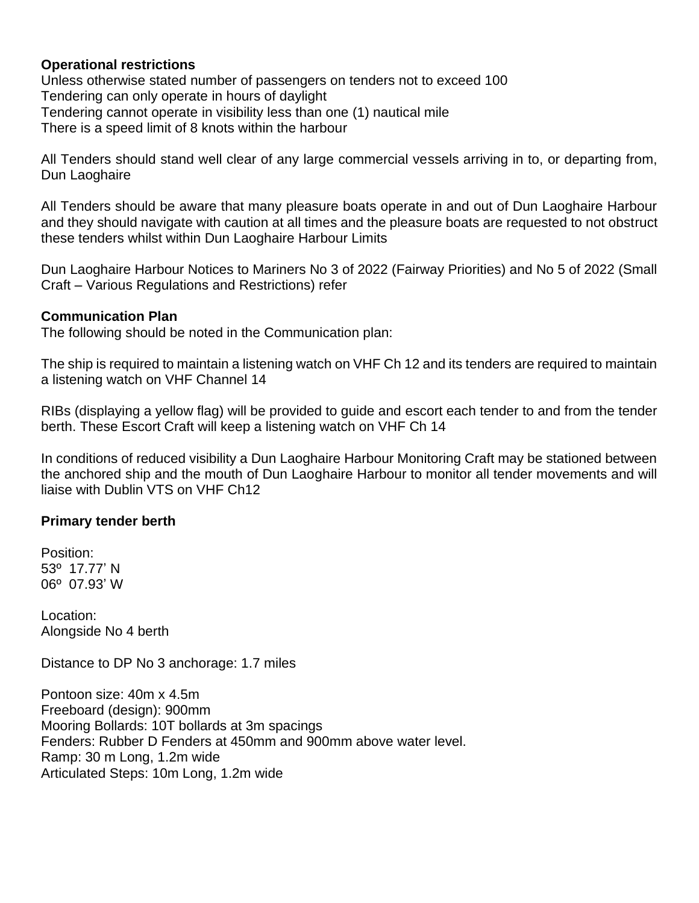**Operational restrictions**

Unless otherwise stated number of passengers on tenders not to exceed 100
Tendering can only operate in hours of daylight
Tendering cannot operate in visibility less than one (1) nautical mile
There is a speed limit of 8 knots within the harbour

All Tenders should stand well clear of any large commercial vessels arriving in to, or departing from, Dun Laoghaire

All Tenders should be aware that many pleasure boats operate in and out of Dun Laoghaire Harbour and they should navigate with caution at all times and the pleasure boats are requested to not obstruct these tenders whilst within Dun Laoghaire Harbour Limits

Dun Laoghaire Harbour Notices to Mariners No 3 of 2022 (Fairway Priorities) and No 5 of 2022 (Small Craft – Various Regulations and Restrictions) refer

**Communication Plan**

The following should be noted in the Communication plan:

The ship is required to maintain a listening watch on VHF Ch 12 and its tenders are required to maintain a listening watch on VHF Channel 14

RIBs (displaying a yellow flag) will be provided to guide and escort each tender to and from the tender berth. These Escort Craft will keep a listening watch on VHF Ch 14

In conditions of reduced visibility a Dun Laoghaire Harbour Monitoring Craft may be stationed between the anchored ship and the mouth of Dun Laoghaire Harbour to monitor all tender movements and will liaise with Dublin VTS on VHF Ch12

**Primary tender berth**

Position:
53º 17.77' N
06º 07.93' W

Location:
Alongside No 4 berth

Distance to DP No 3 anchorage: 1.7 miles

Pontoon size: 40m x 4.5m
Freeboard (design): 900mm
Mooring Bollards: 10T bollards at 3m spacings
Fenders: Rubber D Fenders at 450mm and 900mm above water level.
Ramp: 30 m Long, 1.2m wide
Articulated Steps: 10m Long, 1.2m wide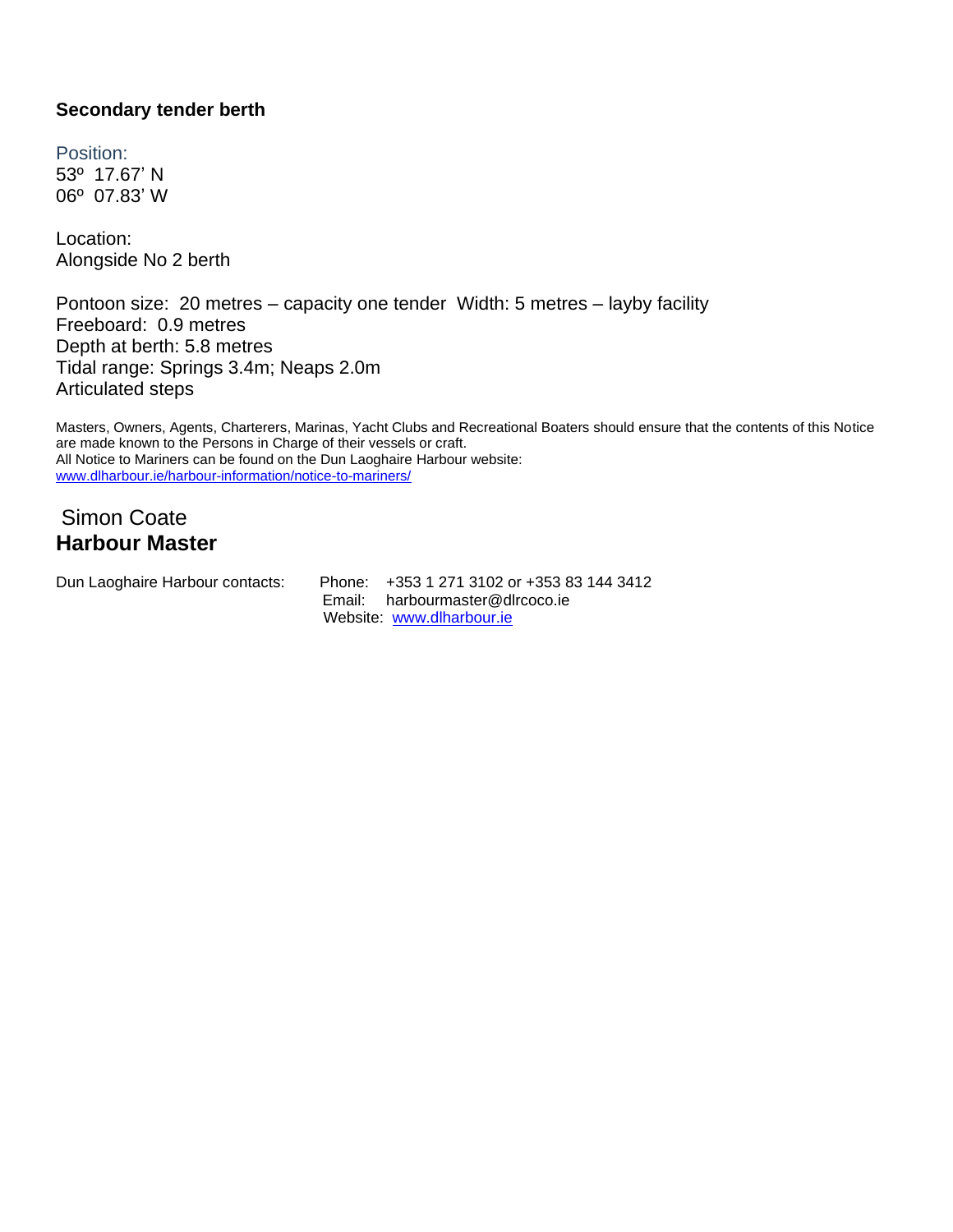**Secondary tender berth**

Position:
53º 17.67' N
06º 07.83' W

Location:
Alongside No 2 berth

Pontoon size: 20 metres – capacity one tender Width: 5 metres – layby facility
Freeboard: 0.9 metres
Depth at berth: 5.8 metres
Tidal range: Springs 3.4m; Neaps 2.0m
Articulated steps

Masters, Owners, Agents, Charterers, Marinas, Yacht Clubs and Recreational Boaters should ensure that the contents of this Notice are made known to the Persons in Charge of their vessels or craft.
All Notice to Mariners can be found on the Dun Laoghaire Harbour website:
www.dlharbour.ie/harbour-information/notice-to-mariners/

Simon Coate
**Harbour Master**

Dun Laoghaire Harbour contacts:
Phone: +353 1 271 3102 or +353 83 144 3412
Email: harbourmaster@dlrcoco.ie
Website: www.dlharbour.ie